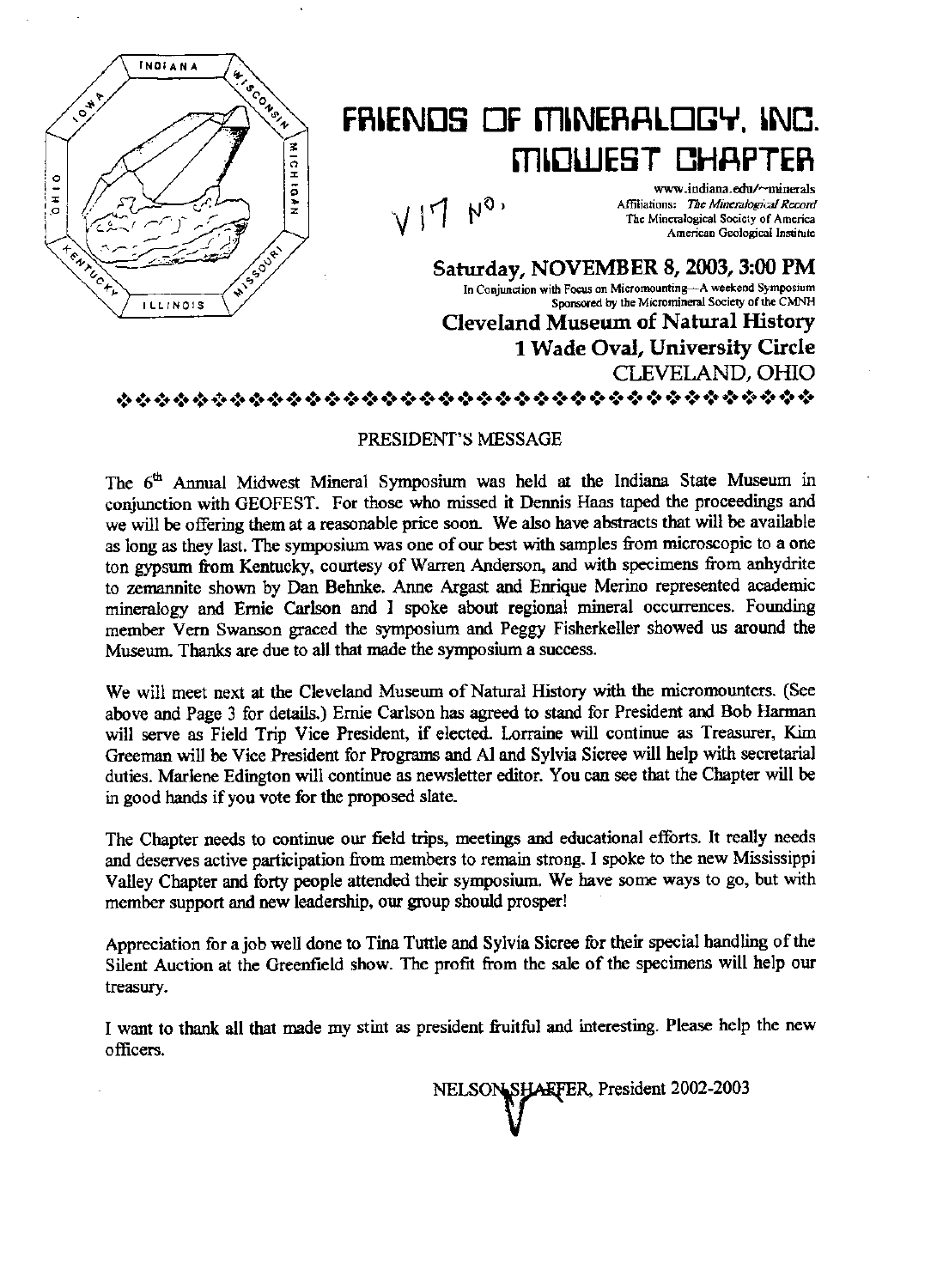# FRIENDS OF MINERALOGY, INC.
## MIDWEST CHAPTER

www.indiana.edu/~minerals
Affiliations: *The Mineralogical Record*
The Mineralogical Society of America
American Geological Institute

V 17 No.

**Saturday, NOVEMBER 8, 2003, 3:00 PM**
In Conjunction with Focus on Micromounting—A weekend Symposium
Sponsored by the Micromineral Society of the CMNH

**Cleveland Museum of Natural History**
**1 Wade Oval, University Circle**
CLEVELAND, OHIO

## PRESIDENT'S MESSAGE

The 6th Annual Midwest Mineral Symposium was held at the Indiana State Museum in conjunction with GEOFEST. For those who missed it Dennis Haas taped the proceedings and we will be offering them at a reasonable price soon. We also have abstracts that will be available as long as they last. The symposium was one of our best with samples from microscopic to a one ton gypsum from Kentucky, courtesy of Warren Anderson, and with specimens from anhydrite to zemannite shown by Dan Behnke. Anne Argast and Enrique Merino represented academic mineralogy and Ernie Carlson and I spoke about regional mineral occurrences. Founding member Vern Swanson graced the symposium and Peggy Fisherkeller showed us around the Museum. Thanks are due to all that made the symposium a success.

We will meet next at the Cleveland Museum of Natural History with the micromounters. (See above and Page 3 for details.) Ernie Carlson has agreed to stand for President and Bob Harman will serve as Field Trip Vice President, if elected. Lorraine will continue as Treasurer, Kim Greeman will be Vice President for Programs and Al and Sylvia Sicree will help with secretarial duties. Marlene Edington will continue as newsletter editor. You can see that the Chapter will be in good hands if you vote for the proposed slate.

The Chapter needs to continue our field trips, meetings and educational efforts. It really needs and deserves active participation from members to remain strong. I spoke to the new Mississippi Valley Chapter and forty people attended their symposium. We have some ways to go, but with member support and new leadership, our group should prosper!

Appreciation for a job well done to Tina Tuttle and Sylvia Sicree for their special handling of the Silent Auction at the Greenfield show. The profit from the sale of the specimens will help our treasury.

I want to thank all that made my stint as president fruitful and interesting. Please help the new officers.

NELSON SHAFFER, President 2002-2003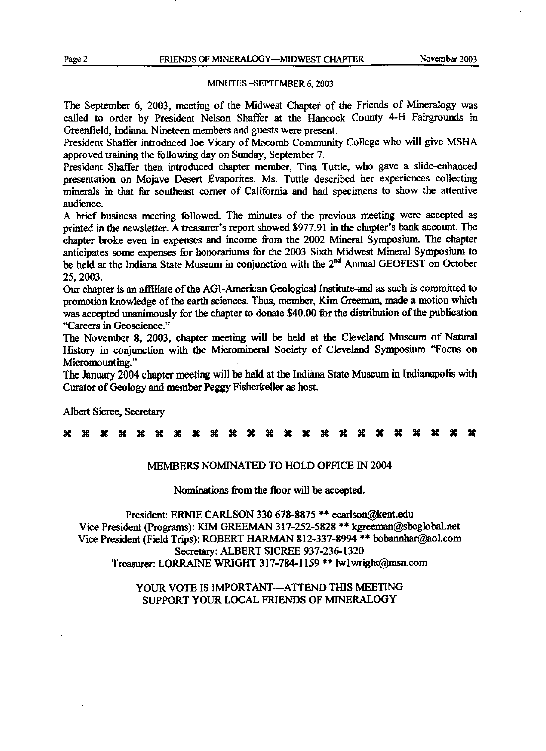## MINUTES -SEPTEMBER 6, 2003

The September 6, 2003, meeting of the Midwest Chapter of the Friends of Mineralogy was called to order by President Nelson Shaffer at the Hancock County 4-H Fairgrounds in Greenfield, Indiana. Nineteen members and guests were present.

President Shaffer introduced Joe Vicary of Macomb Community College who will give MSHA approved training the following day on Sunday, September 7.

President Shaffer then introduced chapter member, Tina Tuttle, who gave a slide-enhanced presentation on Mojave Desert Evaporites. Ms. Tuttle described her experiences collecting minerals in that far southeast corner of California and had specimens to show the attentive audience.

A brief business meeting followed. The minutes of the previous meeting were accepted as printed in the newsletter. A treasurer's report showed $977.91 in the chapter's bank account. The chapter broke even in expenses and income from the 2002 Mineral Symposium. The chapter anticipates some expenses for honorariums for the 2003 Sixth Midwest Mineral Symposium to be held at the Indiana State Museum in conjunction with the 2nd Annual GEOFEST on October 25, 2003.

Our chapter is an affiliate of the AGI-American Geological Institute-and as such is committed to promotion knowledge of the earth sciences. Thus, member, Kim Greeman, made a motion which was accepted unanimously for the chapter to donate $40.00 for the distribution of the publication "Careers in Geoscience."

The November 8, 2003, chapter meeting will be held at the Cleveland Museum of Natural History in conjunction with the Micromineral Society of Cleveland Symposium "Focus on Micromounting."

The January 2004 chapter meeting will be held at the Indiana State Museum in Indianapolis with Curator of Geology and member Peggy Fisherkeller as host.

Albert Sicree, Secretary

⌘ ⌘ ⌘ ⌘ ⌘ ⌘ ⌘ ⌘ ⌘ ⌘ ⌘ ⌘ ⌘ ⌘ ⌘ ⌘ ⌘ ⌘ ⌘ ⌘ ⌘ ⌘ ⌘

## MEMBERS NOMINATED TO HOLD OFFICE IN 2004

Nominations from the floor will be accepted.

President: ERNIE CARLSON 330 678-8875 ** ecarlson@kent.edu
Vice President (Programs): KIM GREEMAN 317-252-5828 ** kgreeman@sbcglobal.net
Vice President (Field Trips): ROBERT HARMAN 812-337-8994 ** bobannhar@aol.com
Secretary: ALBERT SICREE 937-236-1320
Treasurer: LORRAINE WRIGHT 317-784-1159 ** lwlwright@msn.com

YOUR VOTE IS IMPORTANT—ATTEND THIS MEETING
SUPPORT YOUR LOCAL FRIENDS OF MINERALOGY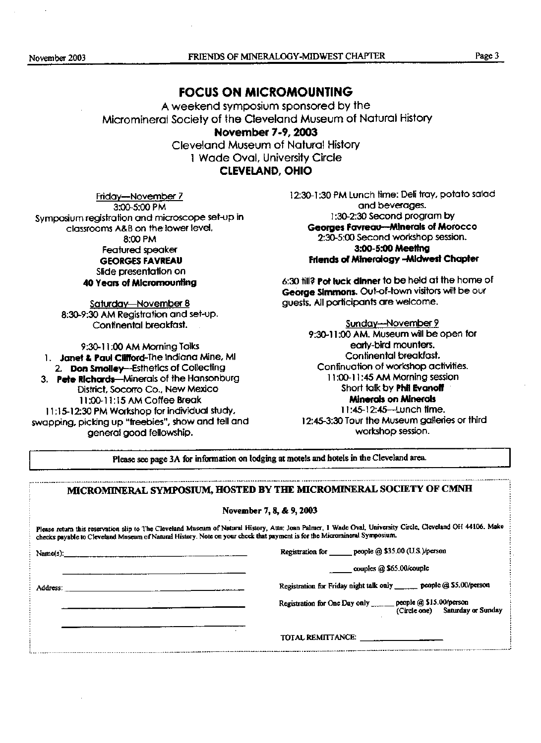# FOCUS ON MICROMOUNTING

A weekend symposium sponsored by the
Micromineral Society of the Cleveland Museum of Natural History
**November 7-9, 2003**
Cleveland Museum of Natural History
1 Wade Oval, University Circle
**CLEVELAND, OHIO**

Friday—November 7

3:00-5:00 PM
Symposium registration and microscope set-up in classrooms A&B on the lower level.

8:00 PM
Featured speaker
**GEORGES FAVREAU**
Slide presentation on
**40 Years of Micromounting**

Saturday—November 8

8:30-9:30 AM Registration and set-up.
Continental breakfast.

9:30-11:00 AM Morning Talks

1. **Janet & Paul Clifford**-The Indiana Mine, MI
2. **Don Smolley**—Esthetics of Collecting
3. **Pete Richards**—Minerals of the Hansonburg District, Socorro Co., New Mexico

11:00-11:15 AM Coffee Break

11:15-12:30 PM Workshop for individual study, swapping, picking up "freebies", show and tell and general good fellowship.

12:30-1:30 PM Lunch time: Deli tray, potato salad and beverages.

1:30-2:30 Second program by
**Georges Favreau—Minerals of Morocco**

2:30-5:00 Second workshop session.

**3:00-5:00 Meeting**
**Friends of Mineralogy -Midwest Chapter**

6:30 till? **Pot luck dinner** to be held at the home of **George Simmons.** Out-of-town visitors will be our guests. All participants are welcome.

Sunday—November 9

9:30-11:00 AM. Museum will be open for early-bird mounters.
Continental breakfast.
Continuation of workshop activities.

11:00-11:45 AM Morning session
Short talk by **Phil Evanoff**
**Minerals on Minerals**

11:45-12:45—Lunch time.

12:45-3:30 Tour the Museum galleries or third workshop session.

---

Please see page 3A for information on lodging at motels and hotels in the Cleveland area.

---

## MICROMINERAL SYMPOSIUM, HOSTED BY THE MICROMINERAL SOCIETY OF CMNH

**November 7, 8, & 9, 2003**

Please return this reservation slip to The Cleveland Museum of Natural History, Attn: Joan Palmer, 1 Wade Oval, University Circle, Cleveland OH 44106. Make checks payable to Cleveland Museum of Natural History. Note on your check that payment is for the Micromineral Symposium.

Name(s): ______________________________________

______________________________________

Address: ______________________________________

______________________________________

______________________________________

Registration for ______ people @ \$35.00 (U.S.)/person

______ couples @ \$65.00/couple

Registration for Friday night talk only ______ people @ \$5.00/person

Registration for One Day only ______ people @ \$15.00/person (Circle one) Saturday or Sunday

TOTAL REMITTANCE: __________________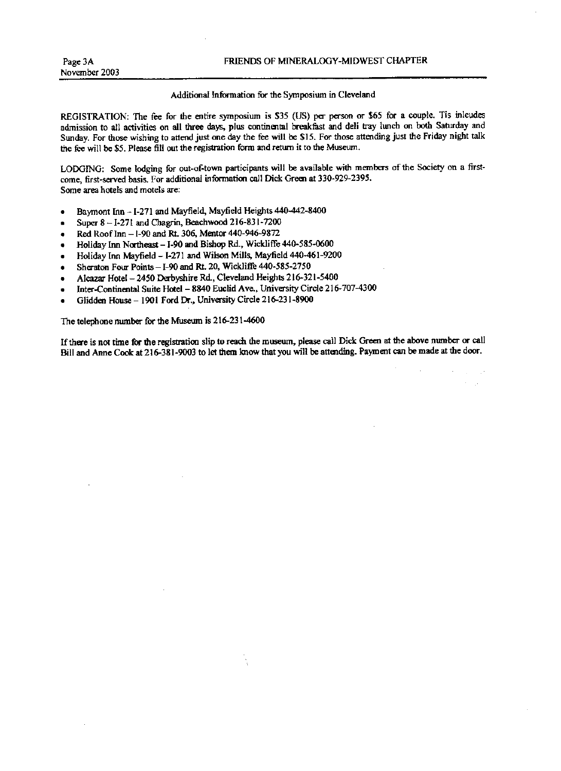## Additional Information for the Symposium in Cleveland

REGISTRATION: The fee for the entire symposium is $35 (US) per person or $65 for a couple. Tis inlcudes admission to all activities on all three days, plus continental breakfast and deli tray lunch on both Saturday and Sunday. For those wishing to attend just one day the fee will be $15. For those attending just the Friday night talk the fee will be $5. Please fill out the registration form and return it to the Museum.

LODGING: Some lodging for out-of-town participants will be available with members of the Society on a first-come, first-served basis. For additional information call Dick Green at 330-929-2395.
Some area hotels and motels are:

- Baymont Inn – I-271 and Mayfield, Mayfield Heights 440-442-8400
- Super 8 – I-271 and Chagrin, Beachwood 216-831-7200
- Red Roof Inn – I-90 and Rt. 306, Mentor 440-946-9872
- Holiday Inn Northeast – I-90 and Bishop Rd., Wickliffe 440-585-0600
- Holiday Inn Mayfield – I-271 and Wilson Mills, Mayfield 440-461-9200
- Sheraton Four Points – I-90 and Rt. 20, Wickliffe 440-585-2750
- Alcazar Hotel – 2450 Derbyshire Rd., Cleveland Heights 216-321-5400
- Inter-Continental Suite Hotel – 8840 Euclid Ave., University Circle 216-707-4300
- Glidden House – 1901 Ford Dr., University Circle 216-231-8900

The telephone number for the Museum is 216-231-4600

If there is not time for the registration slip to reach the museum, please call Dick Green at the above number or call Bill and Anne Cook at 216-381-9003 to let them know that you will be attending. Payment can be made at the door.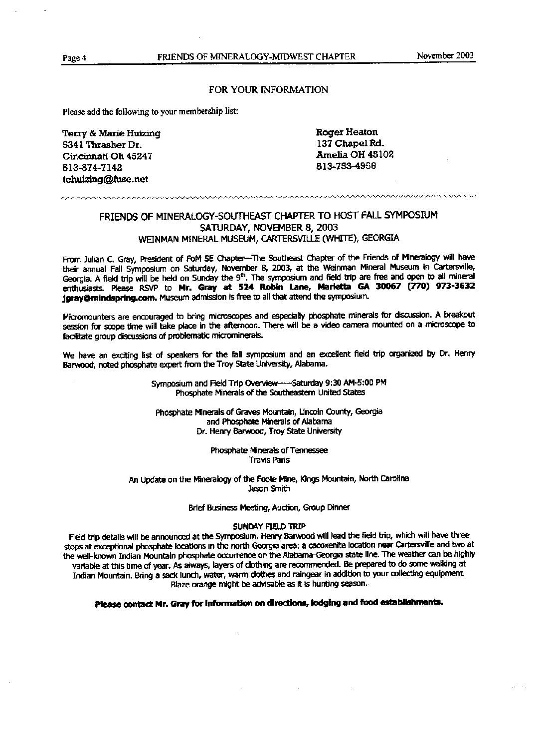## FOR YOUR INFORMATION

Please add the following to your membership list:

Terry & Marie Huizing
5341 Thrasher Dr.
Cincinnati Oh 45247
513-574-7142
tehuizing@fuse.net

Roger Heaton
137 Chapel Rd.
Amelia OH 45102
513-753-4956

---

## FRIENDS OF MINERALOGY-SOUTHEAST CHAPTER TO HOST FALL SYMPOSIUM
### SATURDAY, NOVEMBER 8, 2003
### WEINMAN MINERAL MUSEUM, CARTERSVILLE (WHITE), GEORGIA

From Julian C. Gray, President of FoM SE Chapter—The Southeast Chapter of the Friends of Mineralogy will have their annual Fall Symposium on Saturday, November 8, 2003, at the Weinman Mineral Museum in Cartersville, Georgia. A field trip will be held on Sunday the 9th. The symposium and field trip are free and open to all mineral enthusiasts. Please RSVP to **Mr. Gray at 524 Robin Lane, Marietta GA 30067 (770) 973-3632 jgray@mindspring.com.** Museum admission is free to all that attend the symposium.

Micromounters are encouraged to bring microscopes and especially phosphate minerals for discussion. A breakout session for scope time will take place in the afternoon. There will be a video camera mounted on a microscope to facilitate group discussions of problematic microminerals.

We have an exciting list of speakers for the fall symposium and an excellent field trip organized by Dr. Henry Barwood, noted phosphate expert from the Troy State University, Alabama.

Symposium and Field Trip Overview——Saturday 9:30 AM-5:00 PM
Phosphate Minerals of the Southeastern United States

Phosphate Minerals of Graves Mountain, Lincoln County, Georgia
and Phosphate Minerals of Alabama
Dr. Henry Barwood, Troy State University

Phosphate Minerals of Tennessee
Travis Paris

An Update on the Mineralogy of the Foote Mine, Kings Mountain, North Carolina
Jason Smith

Brief Business Meeting, Auction, Group Dinner

### SUNDAY FIELD TRIP

Field trip details will be announced at the Symposium. Henry Barwood will lead the field trip, which will have three stops at exceptional phosphate locations in the north Georgia area: a cacoxenite location near Cartersville and two at the well-known Indian Mountain phosphate occurrence on the Alabama-Georgia state line. The weather can be highly variable at this time of year. As always, layers of clothing are recommended. Be prepared to do some walking at Indian Mountain. Bring a sack lunch, water, warm clothes and raingear in addition to your collecting equipment. Blaze orange might be advisable as it is hunting season.

**Please contact Mr. Gray for information on directions, lodging and food establishments.**